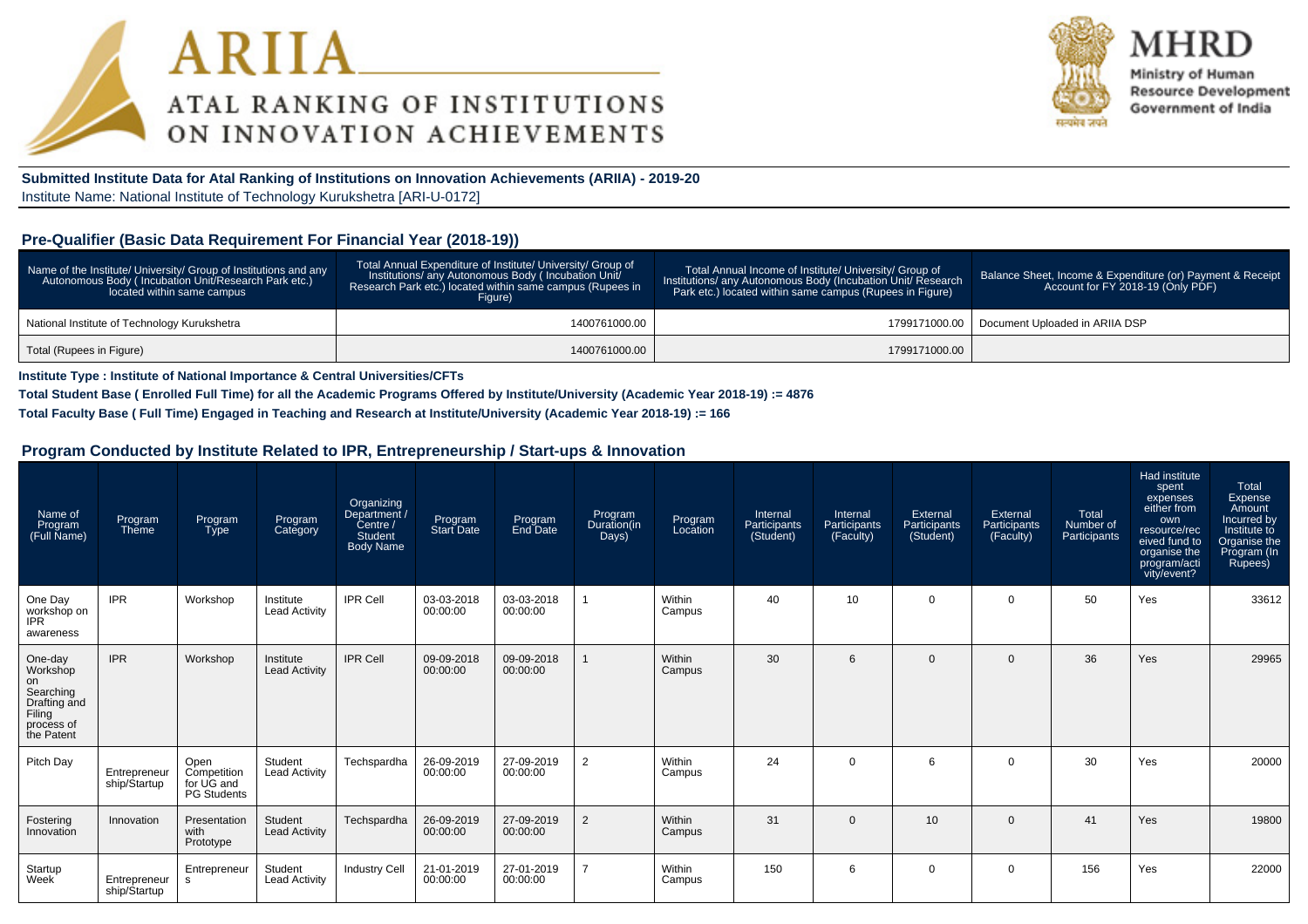ARIIA
ATAL RANKING OF INSTITUTIONS ON INNOVATION ACHIEVEMENTS

MHRD
Ministry of Human Resource Development
Government of India

**Submitted Institute Data for Atal Ranking of Institutions on Innovation Achievements (ARIIA) - 2019-20**

Institute Name: National Institute of Technology Kurukshetra [ARI-U-0172]

## Pre-Qualifier (Basic Data Requirement For Financial Year (2018-19))

| Name of the Institute/ University/ Group of Institutions and any Autonomous Body ( Incubation Unit/Research Park etc.) located within same campus | Total Annual Expenditure of Institute/ University/ Group of Institutions/ any Autonomous Body ( Incubation Unit/ Research Park etc.) located within same campus (Rupees in Figure) | Total Annual Income of Institute/ University/ Group of Institutions/ any Autonomous Body (Incubation Unit/ Research Park etc.) located within same campus (Rupees in Figure) | Balance Sheet, Income & Expenditure (or) Payment & Receipt Account for FY 2018-19 (Only PDF) |
|---|---|---|---|
| National Institute of Technology Kurukshetra | 1400761000.00 | 1799171000.00 | Document Uploaded in ARIIA DSP |
| Total (Rupees in Figure) | 1400761000.00 | 1799171000.00 | |

**Institute Type : Institute of National Importance & Central Universities/CFTs**

**Total Student Base ( Enrolled Full Time) for all the Academic Programs Offered by Institute/University (Academic Year 2018-19) := 4876**

**Total Faculty Base ( Full Time) Engaged in Teaching and Research at Institute/University (Academic Year 2018-19) := 166**

## Program Conducted by Institute Related to IPR, Entrepreneurship / Start-ups & Innovation

| Name of Program (Full Name) | Program Theme | Program Type | Program Category | Organizing Department / Centre / Student Body Name | Program Start Date | Program End Date | Program Duration(in Days) | Program Location | Internal Participants (Student) | Internal Participants (Faculty) | External Participants (Student) | External Participants (Faculty) | Total Number of Participants | Had institute spent expenses either from own resource/received fund to organise the program/activity/event? | Total Expense Amount Incurred by Institute to Organise the Program (In Rupees) |
|---|---|---|---|---|---|---|---|---|---|---|---|---|---|---|---|
| One Day workshop on IPR awareness | IPR | Workshop | Institute Lead Activity | IPR Cell | 03-03-2018 00:00:00 | 03-03-2018 00:00:00 | 1 | Within Campus | 40 | 10 | 0 | 0 | 50 | Yes | 33612 |
| One-day Workshop on Searching Drafting and Filing process of the Patent | IPR | Workshop | Institute Lead Activity | IPR Cell | 09-09-2018 00:00:00 | 09-09-2018 00:00:00 | 1 | Within Campus | 30 | 6 | 0 | 0 | 36 | Yes | 29965 |
| Pitch Day | Entrepreneurship/Startup | Open Competition for UG and PG Students | Student Lead Activity | Techspardha | 26-09-2019 00:00:00 | 27-09-2019 00:00:00 | 2 | Within Campus | 24 | 0 | 6 | 0 | 30 | Yes | 20000 |
| Fostering Innovation | Innovation | Presentation with Prototype | Student Lead Activity | Techspardha | 26-09-2019 00:00:00 | 27-09-2019 00:00:00 | 2 | Within Campus | 31 | 0 | 10 | 0 | 41 | Yes | 19800 |
| Startup Week | Entrepreneurship/Startup | Entrepreneurs | Student Lead Activity | Industry Cell | 21-01-2019 00:00:00 | 27-01-2019 00:00:00 | 7 | Within Campus | 150 | 6 | 0 | 0 | 156 | Yes | 22000 |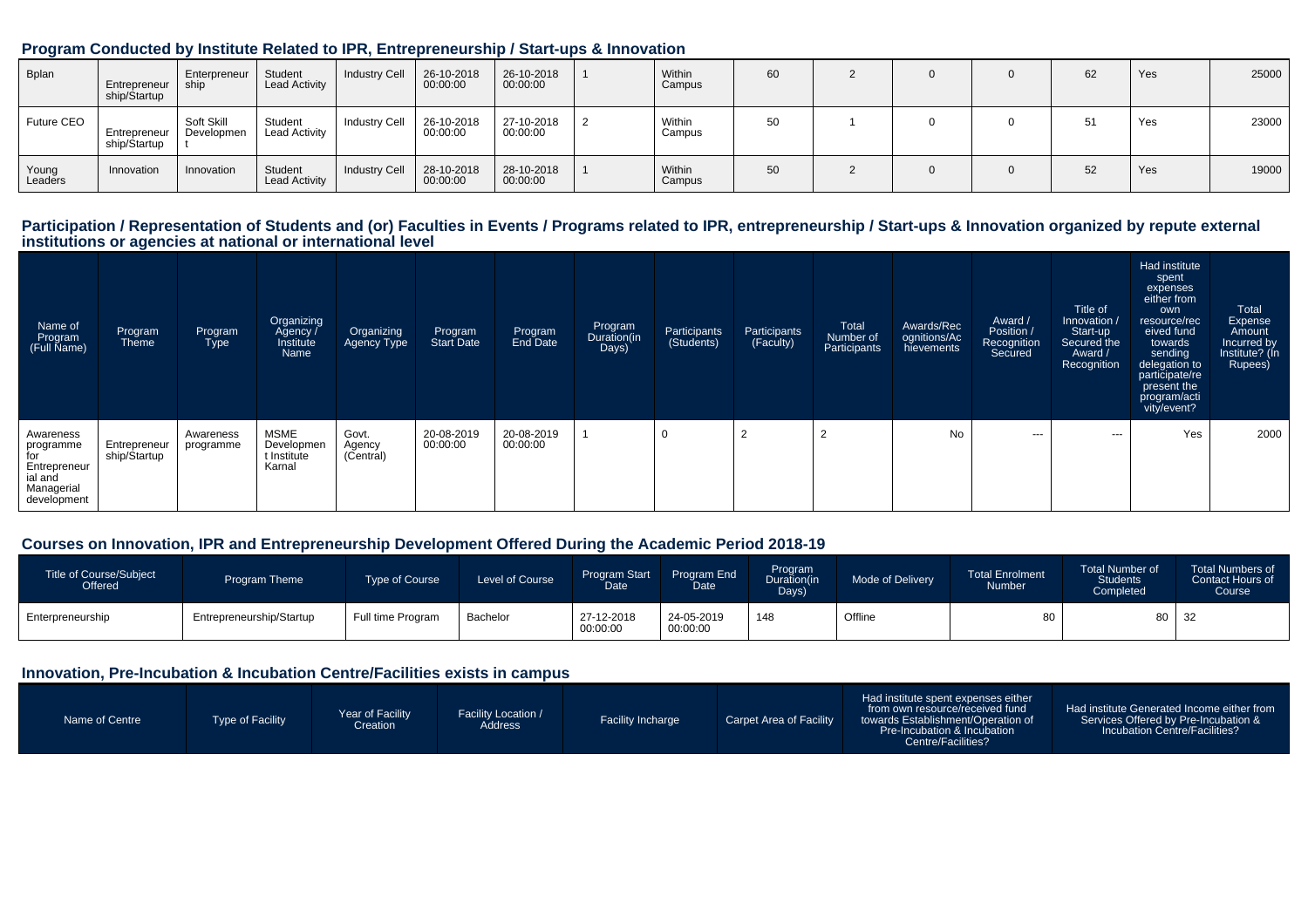## Program Conducted by Institute Related to IPR, Entrepreneurship / Start-ups & Innovation

| | | | | | | | | | | | | | | | |
|---|---|---|---|---|---|---|---|---|---|---|---|---|---|---|---|
| Bplan | Entrepreneurship/Startup | Enterpreneurship | Student Lead Activity | Industry Cell | 26-10-2018 00:00:00 | 26-10-2018 00:00:00 | 1 | Within Campus | 60 | 2 | 0 | 0 | 62 | Yes | 25000 |
| Future CEO | Entrepreneurship/Startup | Soft Skill Development | Student Lead Activity | Industry Cell | 26-10-2018 00:00:00 | 27-10-2018 00:00:00 | 2 | Within Campus | 50 | 1 | 0 | 0 | 51 | Yes | 23000 |
| Young Leaders | Innovation | Innovation | Student Lead Activity | Industry Cell | 28-10-2018 00:00:00 | 28-10-2018 00:00:00 | 1 | Within Campus | 50 | 2 | 0 | 0 | 52 | Yes | 19000 |

## Participation / Representation of Students and (or) Faculties in Events / Programs related to IPR, entrepreneurship / Start-ups & Innovation organized by repute external institutions or agencies at national or international level

| Name of Program (Full Name) | Program Theme | Program Type | Organizing Agency / Institute Name | Organizing Agency Type | Program Start Date | Program End Date | Program Duration(in Days) | Participants (Students) | Participants (Faculty) | Total Number of Participants | Awards/Recognitions/Achievements | Award / Position / Recognition Secured | Title of Innovation / Start-up Secured the Award / Recognition | Had institute spent expenses either from own resource/received fund towards sending delegation to participate/represent the program/activity/event? | Total Expense Amount Incurred by Institute? (In Rupees) |
|---|---|---|---|---|---|---|---|---|---|---|---|---|---|---|---|
| Awareness programme for Entrepreneurial and Managerial development | Entrepreneurship/Startup | Awareness programme | MSME Development Institute Karnal | Govt. Agency (Central) | 20-08-2019 00:00:00 | 20-08-2019 00:00:00 | 1 | 0 | 2 | 2 | No | --- | --- | Yes | 2000 |

## Courses on Innovation, IPR and Entrepreneurship Development Offered During the Academic Period 2018-19

| Title of Course/Subject Offered | Program Theme | Type of Course | Level of Course | Program Start Date | Program End Date | Program Duration(in Days) | Mode of Delivery | Total Enrolment Number | Total Number of Students Completed | Total Numbers of Contact Hours of Course |
|---|---|---|---|---|---|---|---|---|---|---|
| Enterpreneurship | Entrepreneurship/Startup | Full time Program | Bachelor | 27-12-2018 00:00:00 | 24-05-2019 00:00:00 | 148 | Offline | 80 | 80 | 32 |

## Innovation, Pre-Incubation & Incubation Centre/Facilities exists in campus

| Name of Centre | Type of Facility | Year of Facility Creation | Facility Location / Address | Facility Incharge | Carpet Area of Facility | Had institute spent expenses either from own resource/received fund towards Establishment/Operation of Pre-Incubation & Incubation Centre/Facilities? | Had institute Generated Income either from Services Offered by Pre-Incubation & Incubation Centre/Facilities? |
|---|---|---|---|---|---|---|---|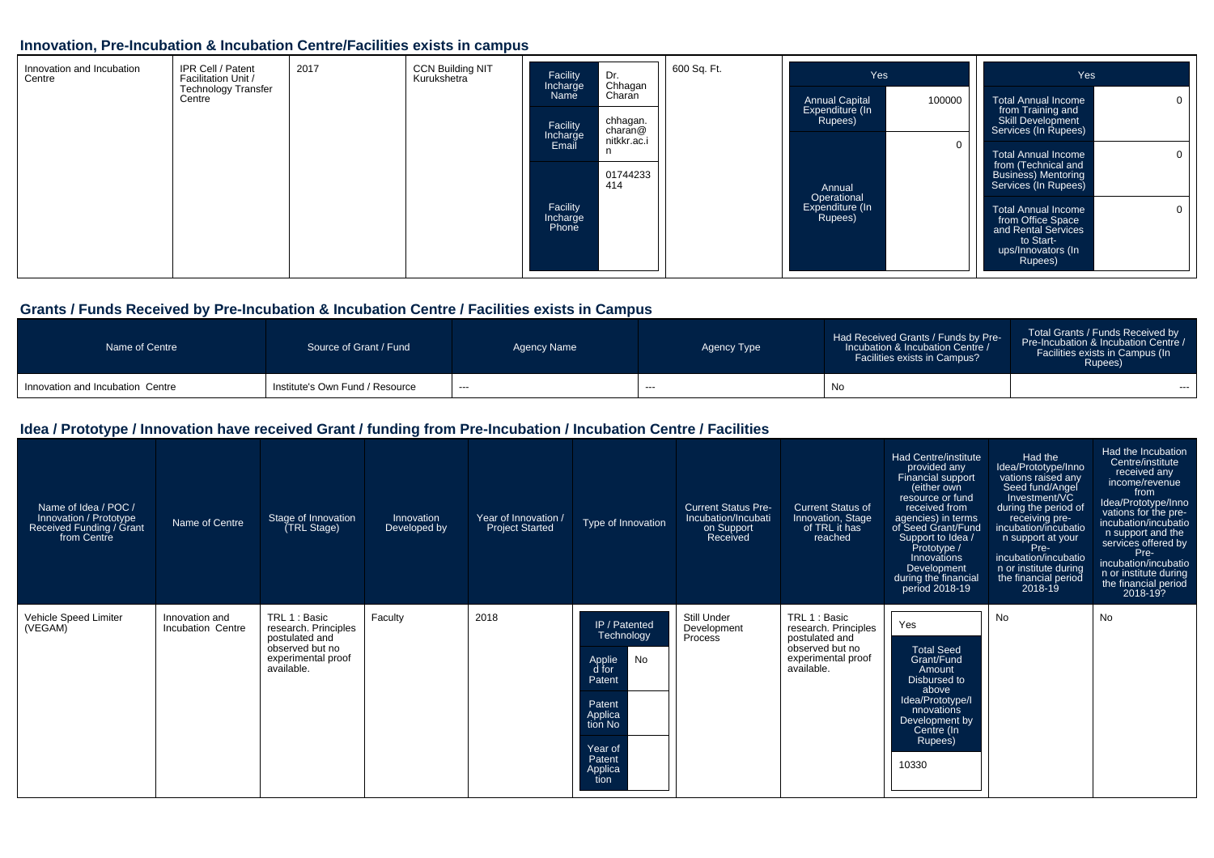## Innovation, Pre-Incubation & Incubation Centre/Facilities exists in campus

| | | | | | | | | | | |
|---|---|---|---|---|---|---|---|---|---|---|
| Innovation and Incubation Centre | IPR Cell / Patent Facilitation Unit / Technology Transfer Centre | 2017 | CCN Building NIT Kurukshetra | Facility Incharge Name: Dr. Chhagan Charan<br>Facility Incharge Email: chhagan.charan@nitkkr.ac.in<br>Facility Incharge Phone: 01744233414 | 600 Sq. Ft. | Yes<br>Annual Capital Expenditure (In Rupees): 100000<br>Annual Operational Expenditure (In Rupees): 0 | Yes<br>Total Annual Income from Training and Skill Development Services (In Rupees): 0<br>Total Annual Income from (Technical and Business) Mentoring Services (In Rupees): 0<br>Total Annual Income from Office Space and Rental Services to Start-ups/Innovators (In Rupees): 0 |

## Grants / Funds Received by Pre-Incubation & Incubation Centre / Facilities exists in Campus

| Name of Centre | Source of Grant / Fund | Agency Name | Agency Type | Had Received Grants / Funds by Pre-Incubation & Incubation Centre / Facilities exists in Campus? | Total Grants / Funds Received by Pre-Incubation & Incubation Centre / Facilities exists in Campus (In Rupees) |
|---|---|---|---|---|---|
| Innovation and Incubation Centre | Institute's Own Fund / Resource | --- | --- | No | --- |

## Idea / Prototype / Innovation have received Grant / funding from Pre-Incubation / Incubation Centre / Facilities

| Name of Idea / POC / Innovation / Prototype Received Funding / Grant from Centre | Name of Centre | Stage of Innovation (TRL Stage) | Innovation Developed by | Year of Innovation / Project Started | Type of Innovation | Current Status Pre-Incubation/Incubation Support Received | Current Status of Innovation, Stage of TRL it has reached | Had Centre/institute provided any Financial support (either own resource or fund received from agencies) in terms of Seed Grant/Fund Support to Idea / Prototype / Innovations Development during the financial period 2018-19 | Had the Idea/Prototype/Innovations raised any Seed fund/Angel Investment/VC during the period of receiving pre-incubation/incubation support at your Pre-incubation/incubation or institute during the financial period 2018-19 | Had the Incubation Centre/institute received any income/revenue from Idea/Prototype/Innovations for the pre-incubation/incubation support and the services offered by Pre-incubation/incubation or institute during the financial period 2018-19? |
|---|---|---|---|---|---|---|---|---|---|---|
| Vehicle Speed Limiter (VEGAM) | Innovation and Incubation Centre | TRL 1 : Basic research. Principles postulated and observed but no experimental proof available. | Faculty | 2018 | IP / Patented Technology<br>Applied for Patent: No<br>Patent Application No:<br>Year of Patent Application: | Still Under Development Process | TRL 1 : Basic research. Principles postulated and observed but no experimental proof available. | Yes<br>Total Seed Grant/Fund Amount Disbursed to above Idea/Prototype/Innovations Development by Centre (In Rupees): 10330 | No | No |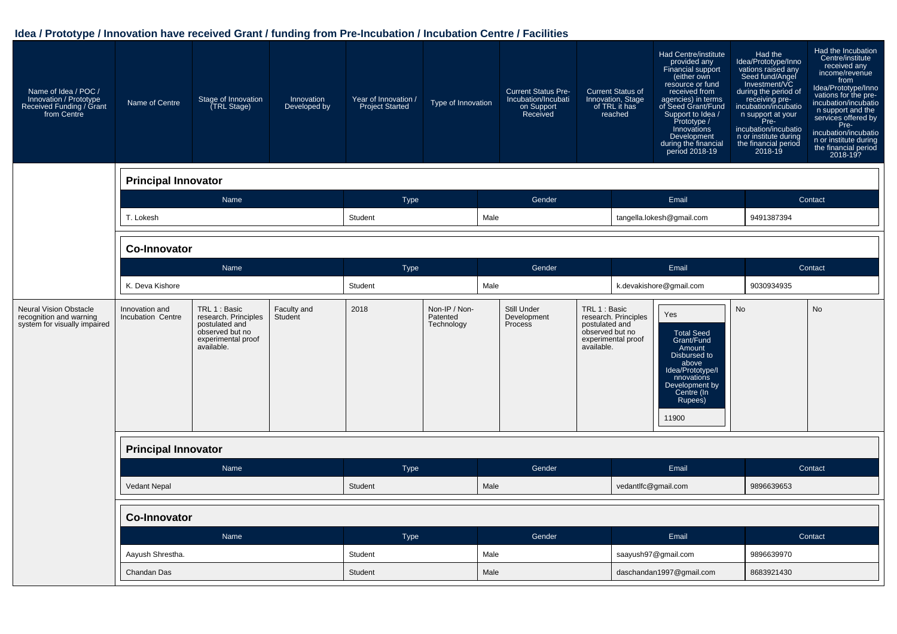## Idea / Prototype / Innovation have received Grant / funding from Pre-Incubation / Incubation Centre / Facilities

| Name of Idea / POC / Innovation / Prototype Received Funding / Grant from Centre | Name of Centre | Stage of Innovation (TRL Stage) | Innovation Developed by | Year of Innovation / Project Started | Type of Innovation | Current Status Pre-Incubation/Incubation Support Received | Current Status of Innovation, Stage of TRL it has reached | Had Centre/institute provided any Financial support (either own resource or fund received from agencies) in terms of Seed Grant/Fund Support to Idea / Prototype / Innovations Development during the financial period 2018-19 | Had the Idea/Prototype/Innovations raised any Seed fund/Angel Investment/VC during the period of receiving pre-incubation/incubation support at your Pre-incubation/incubation or institute during the financial period 2018-19 | Had the Incubation Centre/institute received any income/revenue from Idea/Prototype/Innovations for the pre-incubation/incubation support and the services offered by Pre-incubation/incubation or institute during the financial period 2018-19? |
|---|---|---|---|---|---|---|---|---|---|---|

**Principal Innovator**

| Name | Type | Gender | Email | Contact |
|---|---|---|---|---|
| T. Lokesh | Student | Male | tangella.lokesh@gmail.com | 9491387394 |

**Co-Innovator**

| Name | Type | Gender | Email | Contact |
|---|---|---|---|---|
| K. Deva Kishore | Student | Male | k.devakishore@gmail.com | 9030934935 |

| Name of Idea / POC / Innovation / Prototype Received Funding / Grant from Centre | Name of Centre | Stage of Innovation (TRL Stage) | Innovation Developed by | Year of Innovation / Project Started | Type of Innovation | Current Status Pre-Incubation/Incubation Support Received | Current Status of Innovation, Stage of TRL it has reached | Had Centre/institute provided any Financial support ... during the financial period 2018-19 | Had the Idea/Prototype/Innovations raised any Seed fund/Angel Investment/VC ... during the financial period 2018-19 | Had the Incubation Centre/institute received any income/revenue ... during the financial period 2018-19? |
|---|---|---|---|---|---|---|---|---|---|---|
| Neural Vision Obstacle recognition and warning system for visually impaired | Innovation and Incubation Centre | TRL 1 : Basic research. Principles postulated and observed but no experimental proof available. | Faculty and Student | 2018 | Non-IP / Non-Patented Technology | Still Under Development Process | TRL 1 : Basic research. Principles postulated and observed but no experimental proof available. | Yes<br>Total Seed Grant/Fund Amount Disbursed to above Idea/Prototype/Innovations Development by Centre (In Rupees)<br>11900 | No | No |

**Principal Innovator**

| Name | Type | Gender | Email | Contact |
|---|---|---|---|---|
| Vedant Nepal | Student | Male | vedantlfc@gmail.com | 9896639653 |

**Co-Innovator**

| Name | Type | Gender | Email | Contact |
|---|---|---|---|---|
| Aayush Shrestha. | Student | Male | saayush97@gmail.com | 9896639970 |
| Chandan Das | Student | Male | daschandan1997@gmail.com | 8683921430 |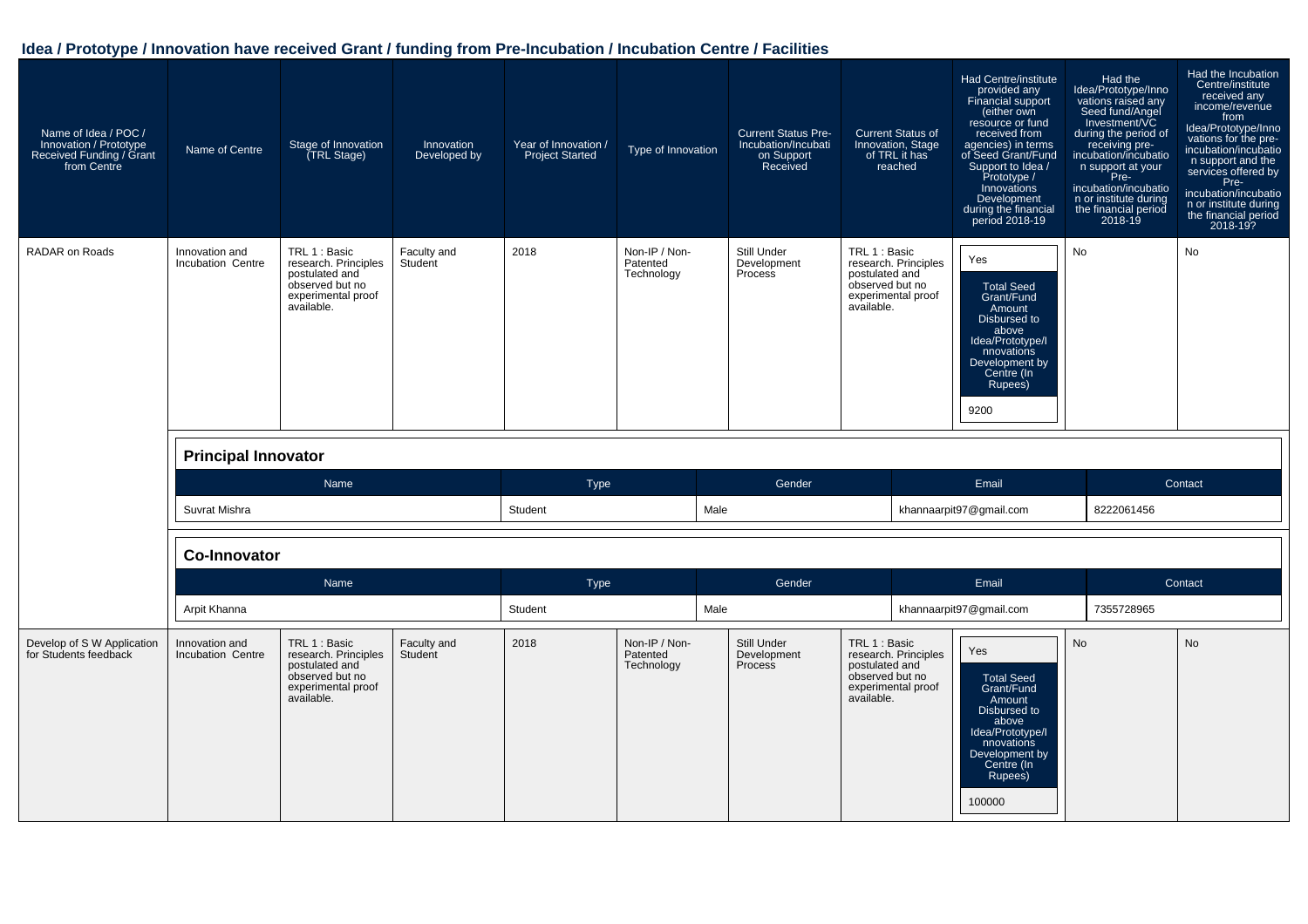## Idea / Prototype / Innovation have received Grant / funding from Pre-Incubation / Incubation Centre / Facilities

| Name of Idea / POC / Innovation / Prototype Received Funding / Grant from Centre | Name of Centre | Stage of Innovation (TRL Stage) | Innovation Developed by | Year of Innovation / Project Started | Type of Innovation | Current Status Pre-Incubation/Incubation Support Received | Current Status of Innovation, Stage of TRL it has reached | Had Centre/institute provided any Financial support (either own resource or fund received from agencies) in terms of Seed Grant/Fund Support to Idea / Prototype / Innovations Development during the financial period 2018-19 | Had the Idea/Prototype/Innovations raised any Seed fund/Angel Investment/VC during the period of receiving pre-incubation/incubation support at your Pre-incubation/incubation or institute during the financial period 2018-19 | Had the Incubation Centre/institute received any income/revenue from Idea/Prototype/Innovations for the pre-incubation/incubation support and the services offered by Pre-incubation/incubation or institute during the financial period 2018-19? |
|---|---|---|---|---|---|---|---|---|---|---|
| RADAR on Roads | Innovation and Incubation Centre | TRL 1 : Basic research. Principles postulated and observed but no experimental proof available. | Faculty and Student | 2018 | Non-IP / Non-Patented Technology | Still Under Development Process | TRL 1 : Basic research. Principles postulated and observed but no experimental proof available. | Yes<br>Total Seed Grant/Fund Amount Disbursed to above Idea/Prototype/Innovations Development by Centre (In Rupees)<br>9200 | No | No |

**Principal Innovator**

| Name | Type | Gender | Email | Contact |
|---|---|---|---|---|
| Suvrat Mishra | Student | Male | khannaarpit97@gmail.com | 8222061456 |

**Co-Innovator**

| Name | Type | Gender | Email | Contact |
|---|---|---|---|---|
| Arpit Khanna | Student | Male | khannaarpit97@gmail.com | 7355728965 |

| Name of Idea / POC / Innovation / Prototype Received Funding / Grant from Centre | Name of Centre | Stage of Innovation (TRL Stage) | Innovation Developed by | Year of Innovation / Project Started | Type of Innovation | Current Status Pre-Incubation/Incubation Support Received | Current Status of Innovation, Stage of TRL it has reached | Had Centre/institute provided any Financial support (either own resource or fund received from agencies) in terms of Seed Grant/Fund Support to Idea / Prototype / Innovations Development during the financial period 2018-19 | Had the Idea/Prototype/Innovations raised any Seed fund/Angel Investment/VC during the period of receiving pre-incubation/incubation support at your Pre-incubation/incubation or institute during the financial period 2018-19 | Had the Incubation Centre/institute received any income/revenue from Idea/Prototype/Innovations for the pre-incubation/incubation support and the services offered by Pre-incubation/incubation or institute during the financial period 2018-19? |
|---|---|---|---|---|---|---|---|---|---|---|
| Develop of S W Application for Students feedback | Innovation and Incubation Centre | TRL 1 : Basic research. Principles postulated and observed but no experimental proof available. | Faculty and Student | 2018 | Non-IP / Non-Patented Technology | Still Under Development Process | TRL 1 : Basic research. Principles postulated and observed but no experimental proof available. | Yes<br>Total Seed Grant/Fund Amount Disbursed to above Idea/Prototype/Innovations Development by Centre (In Rupees)<br>100000 | No | No |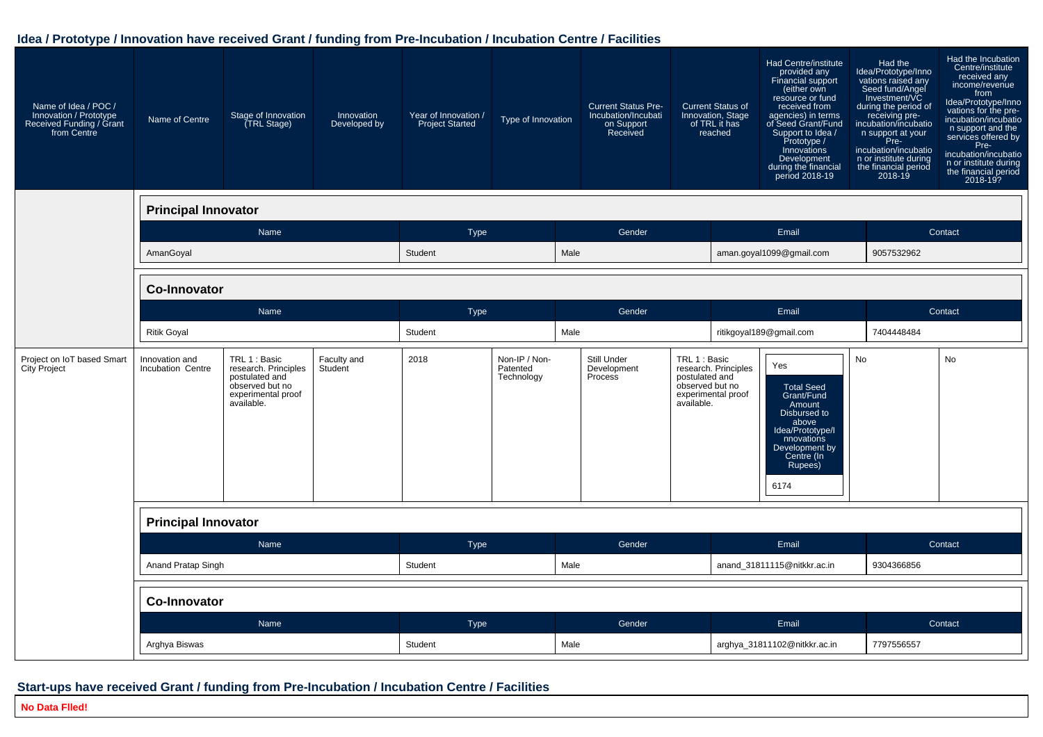## Idea / Prototype / Innovation have received Grant / funding from Pre-Incubation / Incubation Centre / Facilities

| Name of Idea / POC / Innovation / Prototype Received Funding / Grant from Centre | Name of Centre | Stage of Innovation (TRL Stage) | Innovation Developed by | Year of Innovation / Project Started | Type of Innovation | Current Status Pre-Incubation/Incubation Support Received | Current Status of Innovation, Stage of TRL it has reached | Had Centre/institute provided any Financial support (either own resource or fund received from agencies) in terms of Seed Grant/Fund Support to Idea / Prototype / Innovations Development during the financial period 2018-19 | Had the Idea/Prototype/Innovations raised any Seed fund/Angel Investment/VC during the period of receiving pre-incubation/incubation support at your Pre-incubation/incubation or institute during the financial period 2018-19 | Had the Incubation Centre/institute received any income/revenue from Idea/Prototype/Innovations for the pre-incubation/incubation support and the services offered by Pre-incubation/incubation or institute during the financial period 2018-19? |
|---|---|---|---|---|---|---|---|---|---|---|

**Principal Innovator**

| Name | Type | Gender | Email | Contact |
|---|---|---|---|---|
| AmanGoyal | Student | Male | aman.goyal1099@gmail.com | 9057532962 |

**Co-Innovator**

| Name | Type | Gender | Email | Contact |
|---|---|---|---|---|
| Ritik Goyal | Student | Male | ritikgoyal189@gmail.com | 7404448484 |

| Name of Idea / POC / Innovation / Prototype Received Funding / Grant from Centre | Name of Centre | Stage of Innovation (TRL Stage) | Innovation Developed by | Year of Innovation / Project Started | Type of Innovation | Current Status Pre-Incubation/Incubation Support Received | Current Status of Innovation, Stage of TRL it has reached | Had Centre/institute provided any Financial support during the financial period 2018-19 | Had the Idea/Prototype/Innovations raised any Seed fund/Angel Investment/VC during the financial period 2018-19 | Had the Incubation Centre/institute received any income/revenue during the financial period 2018-19? |
|---|---|---|---|---|---|---|---|---|---|---|
| Project on IoT based Smart City Project | Innovation and Incubation Centre | TRL 1 : Basic research. Principles postulated and observed but no experimental proof available. | Faculty and Student | 2018 | Non-IP / Non-Patented Technology | Still Under Development Process | TRL 1 : Basic research. Principles postulated and observed but no experimental proof available. | Yes<br>Total Seed Grant/Fund Amount Disbursed to above Idea/Prototype/Innovations Development by Centre (In Rupees): 6174 | No | No |

**Principal Innovator**

| Name | Type | Gender | Email | Contact |
|---|---|---|---|---|
| Anand Pratap Singh | Student | Male | anand_31811115@nitkkr.ac.in | 9304366856 |

**Co-Innovator**

| Name | Type | Gender | Email | Contact |
|---|---|---|---|---|
| Arghya Biswas | Student | Male | arghya_31811102@nitkkr.ac.in | 7797556557 |

## Start-ups have received Grant / funding from Pre-Incubation / Incubation Centre / Facilities

**No Data Flled!**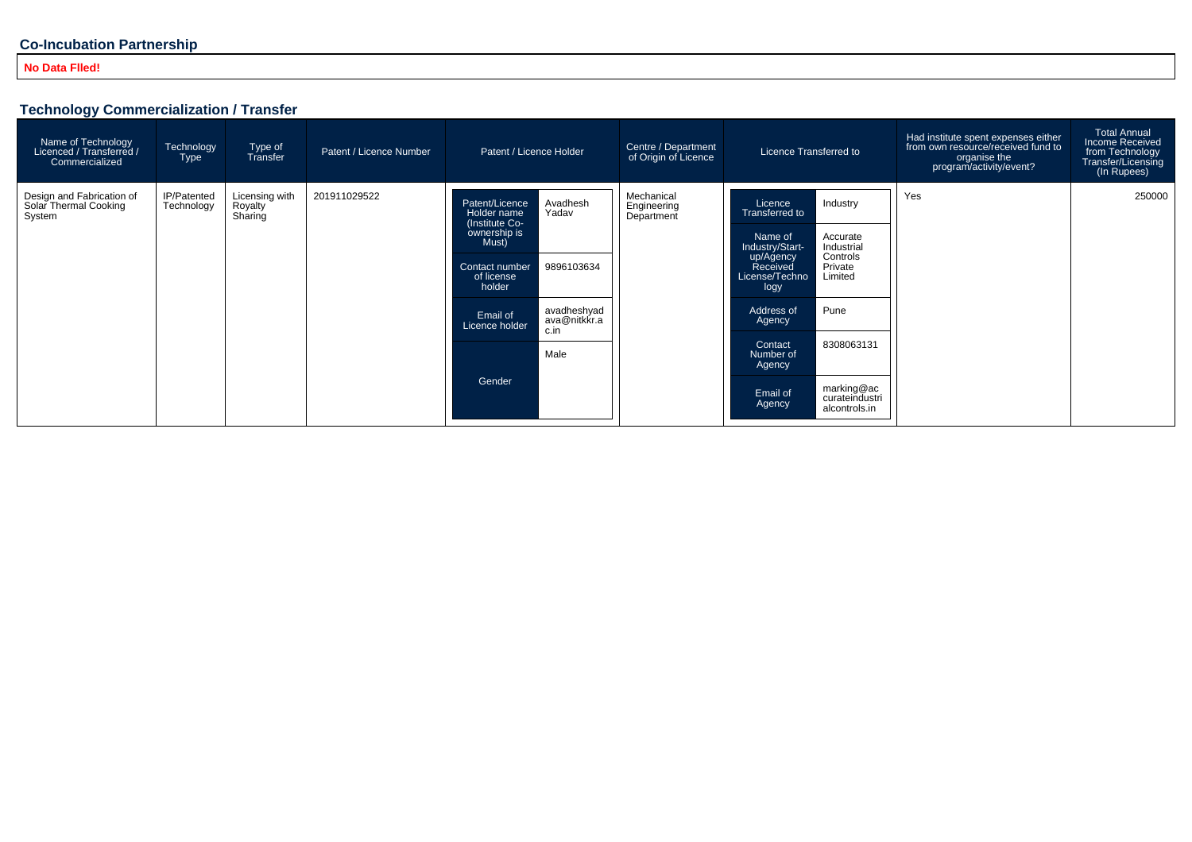## Co-Incubation Partnership

**No Data FIled!**

## Technology Commercialization / Transfer

| Name of Technology Licenced / Transferred / Commercialized | Technology Type | Type of Transfer | Patent / Licence Number | Patent / Licence Holder | | Centre / Department of Origin of Licence | Licence Transferred to | | Had institute spent expenses either from own resource/received fund to organise the program/activity/event? | Total Annual Income Received from Technology Transfer/Licensing (In Rupees) |
|---|---|---|---|---|---|---|---|---|---|---|
| Design and Fabrication of Solar Thermal Cooking System | IP/Patented Technology | Licensing with Royalty Sharing | 201911029522 | Patent/Licence Holder name (Institute Co-ownership is Must) | Avadhesh Yadav | Mechanical Engineering Department | Licence Transferred to | Industry | Yes | 250000 |
| | | | | Contact number of license holder | 9896103634 | | Name of Industry/Start-up/Agency Received License/Technology | Accurate Industrial Controls Private Limited | | |
| | | | | Email of Licence holder | avadheshyadava@nitkkr.ac.in | | Address of Agency | Pune | | |
| | | | | Gender | Male | | Contact Number of Agency | 8308063131 | | |
| | | | | | | | Email of Agency | marking@accurateindustrialcontrols.in | | |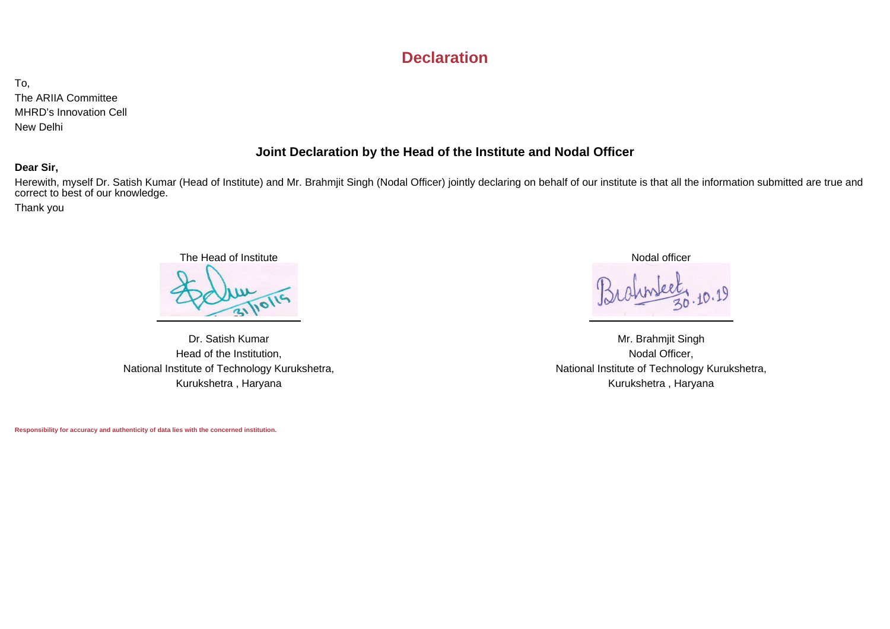# Declaration

To,

The ARIIA Committee

MHRD's Innovation Cell

New Delhi

## Joint Declaration by the Head of the Institute and Nodal Officer

**Dear Sir,**

Herewith, myself Dr. Satish Kumar (Head of Institute) and Mr. Brahmjit Singh (Nodal Officer) jointly declaring on behalf of our institute is that all the information submitted are true and correct to best of our knowledge.

Thank you

The Head of Institute

31/10/19

Dr. Satish Kumar
Head of the Institution,
National Institute of Technology Kurukshetra,
Kurukshetra , Haryana

Nodal officer

30.10.19

Mr. Brahmjit Singh
Nodal Officer,
National Institute of Technology Kurukshetra,
Kurukshetra , Haryana

**Responsibility for accuracy and authenticity of data lies with the concerned institution.**